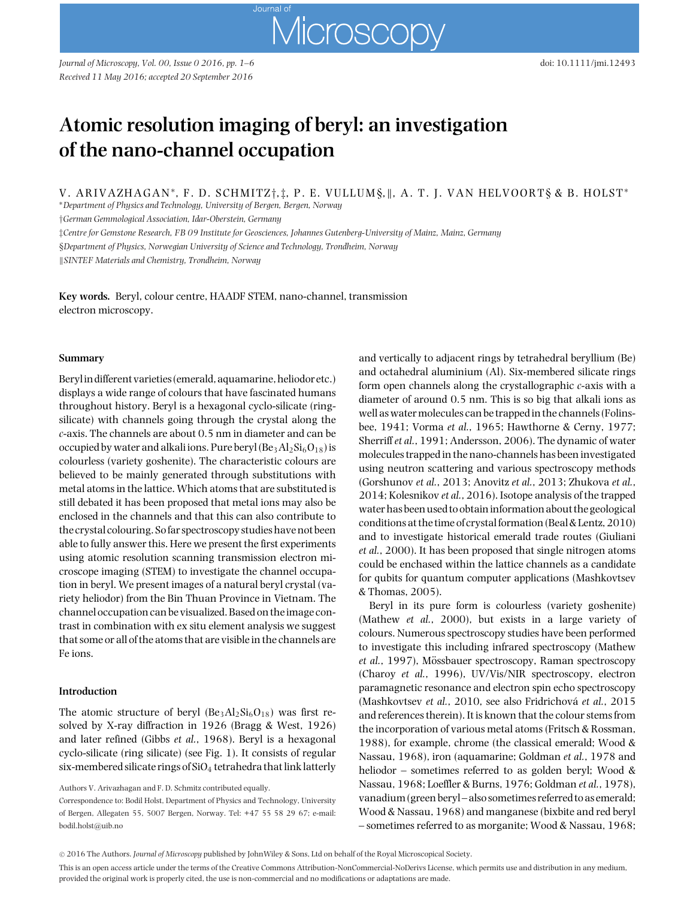# Atomic resolution imaging of beryl: an investigation of the nano-channel occupation

V. ARIVAZHAGAN*, F. D. SCHMITZ†,‡, P. E. VULLUM§,‖, A. T. J. VAN HELVOORT§ & B. HOLST*

*Department of Physics and Technology, University of Bergen, Bergen, Norway

†German Gemmological Association, Idar-Oberstein, Germany

‡Centre for Gemstone Research, FB 09 Institute for Geosciences, Johannes Gutenberg-University of Mainz, Mainz, Germany

§Department of Physics, Norwegian University of Science and Technology, Trondheim, Norway

‖SINTEF Materials and Chemistry, Trondheim, Norway

**Key words.** Beryl, colour centre, HAADF STEM, nano-channel, transmission electron microscopy.

## Summary

Beryl in different varieties (emerald, aquamarine, heliodor etc.) displays a wide range of colours that have fascinated humans throughout history. Beryl is a hexagonal cyclo-silicate (ring-silicate) with channels going through the crystal along the *c*-axis. The channels are about 0.5 nm in diameter and can be occupied by water and alkali ions. Pure beryl ($Be_3Al_2Si_6O_{18}$) is colourless (variety goshenite). The characteristic colours are believed to be mainly generated through substitutions with metal atoms in the lattice. Which atoms that are substituted is still debated it has been proposed that metal ions may also be enclosed in the channels and that this can also contribute to the crystal colouring. So far spectroscopy studies have not been able to fully answer this. Here we present the first experiments using atomic resolution scanning transmission electron microscope imaging (STEM) to investigate the channel occupation in beryl. We present images of a natural beryl crystal (variety heliodor) from the Bin Thuan Province in Vietnam. The channel occupation can be visualized. Based on the image contrast in combination with ex situ element analysis we suggest that some or all of the atoms that are visible in the channels are Fe ions.

## Introduction

The atomic structure of beryl ($Be_3Al_2Si_6O_{18}$) was first resolved by X-ray diffraction in 1926 (Bragg & West, 1926) and later refined (Gibbs *et al.*, 1968). Beryl is a hexagonal cyclo-silicate (ring silicate) (see Fig. 1). It consists of regular six-membered silicate rings of $SiO_4$ tetrahedra that link latterly and vertically to adjacent rings by tetrahedral beryllium (Be) and octahedral aluminium (Al). Six-membered silicate rings form open channels along the crystallographic *c*-axis with a diameter of around 0.5 nm. This is so big that alkali ions as well as water molecules can be trapped in the channels (Folinsbee, 1941; Vorma *et al.*, 1965; Hawthorne & Cerny, 1977; Sherriff *et al.*, 1991; Andersson, 2006). The dynamic of water molecules trapped in the nano-channels has been investigated using neutron scattering and various spectroscopy methods (Gorshunov *et al.*, 2013; Anovitz *et al.*, 2013; Zhukova *et al.*, 2014; Kolesnikov *et al.*, 2016). Isotope analysis of the trapped water has been used to obtain information about the geological conditions at the time of crystal formation (Beal & Lentz, 2010) and to investigate historical emerald trade routes (Giuliani *et al.*, 2000). It has been proposed that single nitrogen atoms could be enchased within the lattice channels as a candidate for qubits for quantum computer applications (Mashkovtsev & Thomas, 2005).

Beryl in its pure form is colourless (variety goshenite) (Mathew *et al.*, 2000), but exists in a large variety of colours. Numerous spectroscopy studies have been performed to investigate this including infrared spectroscopy (Mathew *et al.*, 1997), Mössbauer spectroscopy, Raman spectroscopy (Charoy *et al.*, 1996), UV/Vis/NIR spectroscopy, electron paramagnetic resonance and electron spin echo spectroscopy (Mashkovtsev *et al.*, 2010, see also Fridrichová *et al.*, 2015 and references therein). It is known that the colour stems from the incorporation of various metal atoms (Fritsch & Rossman, 1988), for example, chrome (the classical emerald; Wood & Nassau, 1968), iron (aquamarine; Goldman *et al.*, 1978 and heliodor – sometimes referred to as golden beryl; Wood & Nassau, 1968; Loeffler & Burns, 1976; Goldman *et al.*, 1978), vanadium (green beryl – also sometimes referred to as emerald; Wood & Nassau, 1968) and manganese (bixbite and red beryl – sometimes referred to as morganite; Wood & Nassau, 1968;

Authors V. Arivazhagan and F. D. Schmitz contributed equally.

Correspondence to: Bodil Holst, Department of Physics and Technology, University of Bergen, Allegaten 55, 5007 Bergen, Norway. Tel: +47 55 58 29 67; e-mail: bodil.holst@uib.no

© 2016 The Authors. *Journal of Microscopy* published by JohnWiley & Sons, Ltd on behalf of the Royal Microscopical Society.

This is an open access article under the terms of the Creative Commons Attribution-NonCommercial-NoDerivs License, which permits use and distribution in any medium, provided the original work is properly cited, the use is non-commercial and no modifications or adaptations are made.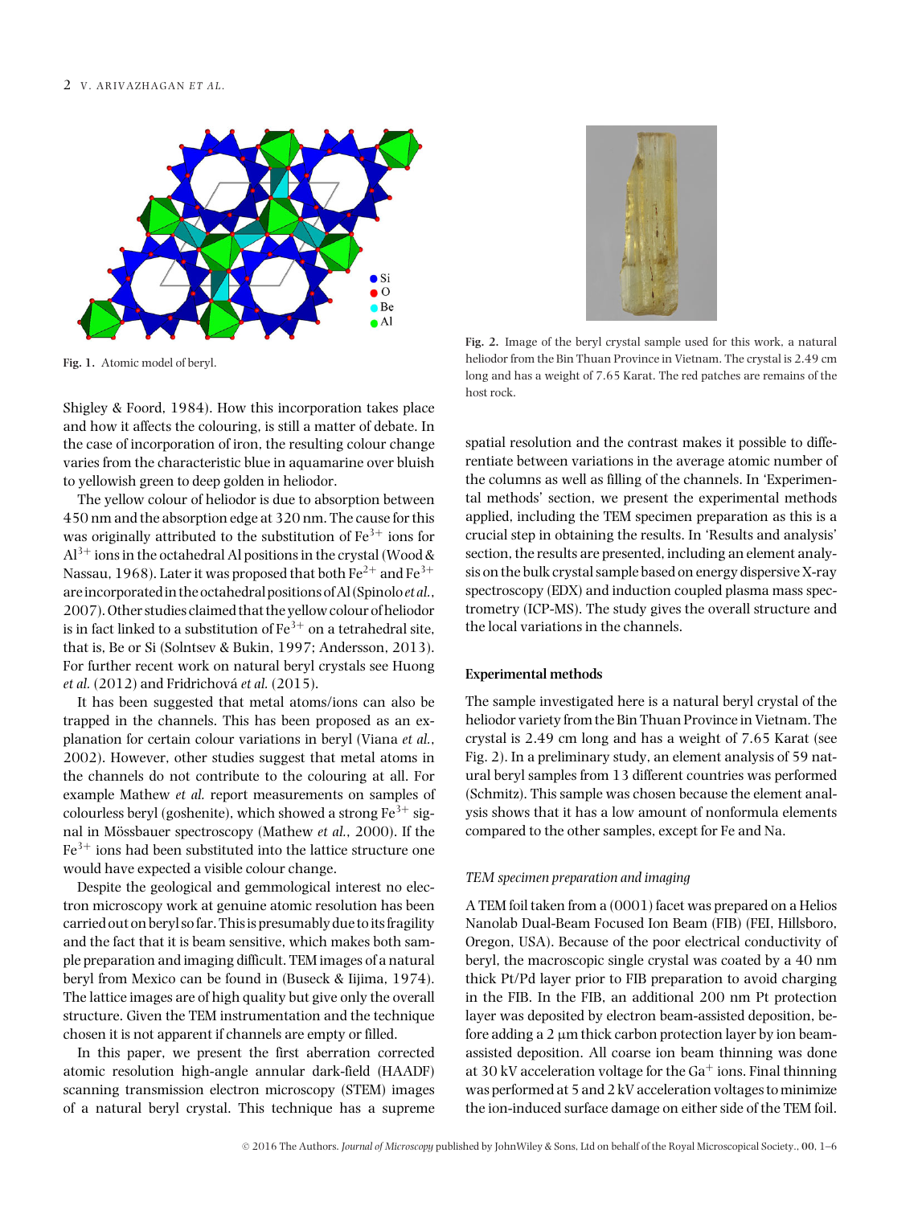Fig. 1. Atomic model of beryl.

Fig. 2. Image of the beryl crystal sample used for this work, a natural heliodor from the Bin Thuan Province in Vietnam. The crystal is 2.49 cm long and has a weight of 7.65 Karat. The red patches are remains of the host rock.

Shigley & Foord, 1984). How this incorporation takes place and how it affects the colouring, is still a matter of debate. In the case of incorporation of iron, the resulting colour change varies from the characteristic blue in aquamarine over bluish to yellowish green to deep golden in heliodor.

The yellow colour of heliodor is due to absorption between 450 nm and the absorption edge at 320 nm. The cause for this was originally attributed to the substitution of $Fe^{3+}$ ions for $Al^{3+}$ ions in the octahedral Al positions in the crystal (Wood & Nassau, 1968). Later it was proposed that both $Fe^{2+}$ and $Fe^{3+}$ are incorporated in the octahedral positions of Al (Spinolo *et al.*, 2007). Other studies claimed that the yellow colour of heliodor is in fact linked to a substitution of $Fe^{3+}$ on a tetrahedral site, that is, Be or Si (Solntsev & Bukin, 1997; Andersson, 2013). For further recent work on natural beryl crystals see Huong *et al.* (2012) and Fridrichová *et al.* (2015).

It has been suggested that metal atoms/ions can also be trapped in the channels. This has been proposed as an explanation for certain colour variations in beryl (Viana *et al.*, 2002). However, other studies suggest that metal atoms in the channels do not contribute to the colouring at all. For example Mathew *et al.* report measurements on samples of colourless beryl (goshenite), which showed a strong $Fe^{3+}$ signal in Mössbauer spectroscopy (Mathew *et al.*, 2000). If the $Fe^{3+}$ ions had been substituted into the lattice structure one would have expected a visible colour change.

Despite the geological and gemmological interest no electron microscopy work at genuine atomic resolution has been carried out on beryl so far. This is presumably due to its fragility and the fact that it is beam sensitive, which makes both sample preparation and imaging difficult. TEM images of a natural beryl from Mexico can be found in (Buseck & Iijima, 1974). The lattice images are of high quality but give only the overall structure. Given the TEM instrumentation and the technique chosen it is not apparent if channels are empty or filled.

In this paper, we present the first aberration corrected atomic resolution high-angle annular dark-field (HAADF) scanning transmission electron microscopy (STEM) images of a natural beryl crystal. This technique has a supreme spatial resolution and the contrast makes it possible to differentiate between variations in the average atomic number of the columns as well as filling of the channels. In 'Experimental methods' section, we present the experimental methods applied, including the TEM specimen preparation as this is a crucial step in obtaining the results. In 'Results and analysis' section, the results are presented, including an element analysis on the bulk crystal sample based on energy dispersive X-ray spectroscopy (EDX) and induction coupled plasma mass spectrometry (ICP-MS). The study gives the overall structure and the local variations in the channels.

## Experimental methods

The sample investigated here is a natural beryl crystal of the heliodor variety from the Bin Thuan Province in Vietnam. The crystal is 2.49 cm long and has a weight of 7.65 Karat (see Fig. 2). In a preliminary study, an element analysis of 59 natural beryl samples from 13 different countries was performed (Schmitz). This sample was chosen because the element analysis shows that it has a low amount of nonformula elements compared to the other samples, except for Fe and Na.

### *TEM specimen preparation and imaging*

A TEM foil taken from a (0001) facet was prepared on a Helios Nanolab Dual-Beam Focused Ion Beam (FIB) (FEI, Hillsboro, Oregon, USA). Because of the poor electrical conductivity of beryl, the macroscopic single crystal was coated by a 40 nm thick Pt/Pd layer prior to FIB preparation to avoid charging in the FIB. In the FIB, an additional 200 nm Pt protection layer was deposited by electron beam-assisted deposition, before adding a 2 μm thick carbon protection layer by ion beam-assisted deposition. All coarse ion beam thinning was done at 30 kV acceleration voltage for the $Ga^{+}$ ions. Final thinning was performed at 5 and 2 kV acceleration voltages to minimize the ion-induced surface damage on either side of the TEM foil.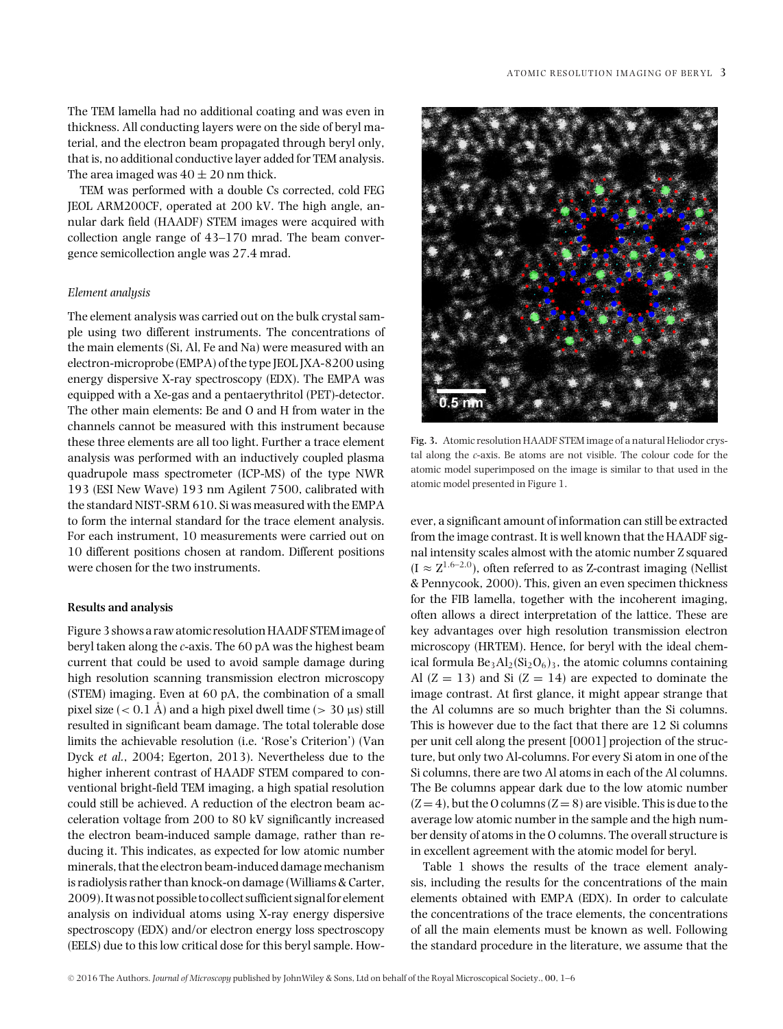The TEM lamella had no additional coating and was even in thickness. All conducting layers were on the side of beryl material, and the electron beam propagated through beryl only, that is, no additional conductive layer added for TEM analysis. The area imaged was $40 \pm 20$ nm thick.

TEM was performed with a double Cs corrected, cold FEG JEOL ARM200CF, operated at 200 kV. The high angle, annular dark field (HAADF) STEM images were acquired with collection angle range of 43–170 mrad. The beam convergence semicollection angle was 27.4 mrad.

### *Element analysis*

The element analysis was carried out on the bulk crystal sample using two different instruments. The concentrations of the main elements (Si, Al, Fe and Na) were measured with an electron-microprobe (EMPA) of the type JEOL JXA-8200 using energy dispersive X-ray spectroscopy (EDX). The EMPA was equipped with a Xe-gas and a pentaerythritol (PET)-detector. The other main elements: Be and O and H from water in the channels cannot be measured with this instrument because these three elements are all too light. Further a trace element analysis was performed with an inductively coupled plasma quadrupole mass spectrometer (ICP-MS) of the type NWR 193 (ESI New Wave) 193 nm Agilent 7500, calibrated with the standard NIST-SRM 610. Si was measured with the EMPA to form the internal standard for the trace element analysis. For each instrument, 10 measurements were carried out on 10 different positions chosen at random. Different positions were chosen for the two instruments.

## Results and analysis

Figure 3 shows a raw atomic resolution HAADF STEM image of beryl taken along the *c*-axis. The 60 pA was the highest beam current that could be used to avoid sample damage during high resolution scanning transmission electron microscopy (STEM) imaging. Even at 60 pA, the combination of a small pixel size (< 0.1 Å) and a high pixel dwell time (> 30 μs) still resulted in significant beam damage. The total tolerable dose limits the achievable resolution (i.e. 'Rose's Criterion') (Van Dyck *et al.*, 2004; Egerton, 2013). Nevertheless due to the higher inherent contrast of HAADF STEM compared to conventional bright-field TEM imaging, a high spatial resolution could still be achieved. A reduction of the electron beam acceleration voltage from 200 to 80 kV significantly increased the electron beam-induced sample damage, rather than reducing it. This indicates, as expected for low atomic number minerals, that the electron beam-induced damage mechanism is radiolysis rather than knock-on damage (Williams & Carter, 2009). It was not possible to collect sufficient signal for element analysis on individual atoms using X-ray energy dispersive spectroscopy (EDX) and/or electron energy loss spectroscopy (EELS) due to this low critical dose for this beryl sample. However, a significant amount of information can still be extracted from the image contrast. It is well known that the HAADF signal intensity scales almost with the atomic number Z squared ($I \approx Z^{1.6\text{–}2.0}$), often referred to as Z-contrast imaging (Nellist & Pennycook, 2000). This, given an even specimen thickness for the FIB lamella, together with the incoherent imaging, often allows a direct interpretation of the lattice. These are key advantages over high resolution transmission electron microscopy (HRTEM). Hence, for beryl with the ideal chemical formula $Be_3Al_2(Si_2O_6)_3$, the atomic columns containing Al ($Z = 13$) and Si ($Z = 14$) are expected to dominate the image contrast. At first glance, it might appear strange that the Al columns are so much brighter than the Si columns. This is however due to the fact that there are 12 Si columns per unit cell along the present [0001] projection of the structure, but only two Al-columns. For every Si atom in one of the Si columns, there are two Al atoms in each of the Al columns. The Be columns appear dark due to the low atomic number ($Z = 4$), but the O columns ($Z = 8$) are visible. This is due to the average low atomic number in the sample and the high number density of atoms in the O columns. The overall structure is in excellent agreement with the atomic model for beryl.

**Fig. 3.** Atomic resolution HAADF STEM image of a natural Heliodor crystal along the *c*-axis. Be atoms are not visible. The colour code for the atomic model superimposed on the image is similar to that used in the atomic model presented in Figure 1.

Table 1 shows the results of the trace element analysis, including the results for the concentrations of the main elements obtained with EMPA (EDX). In order to calculate the concentrations of the trace elements, the concentrations of all the main elements must be known as well. Following the standard procedure in the literature, we assume that the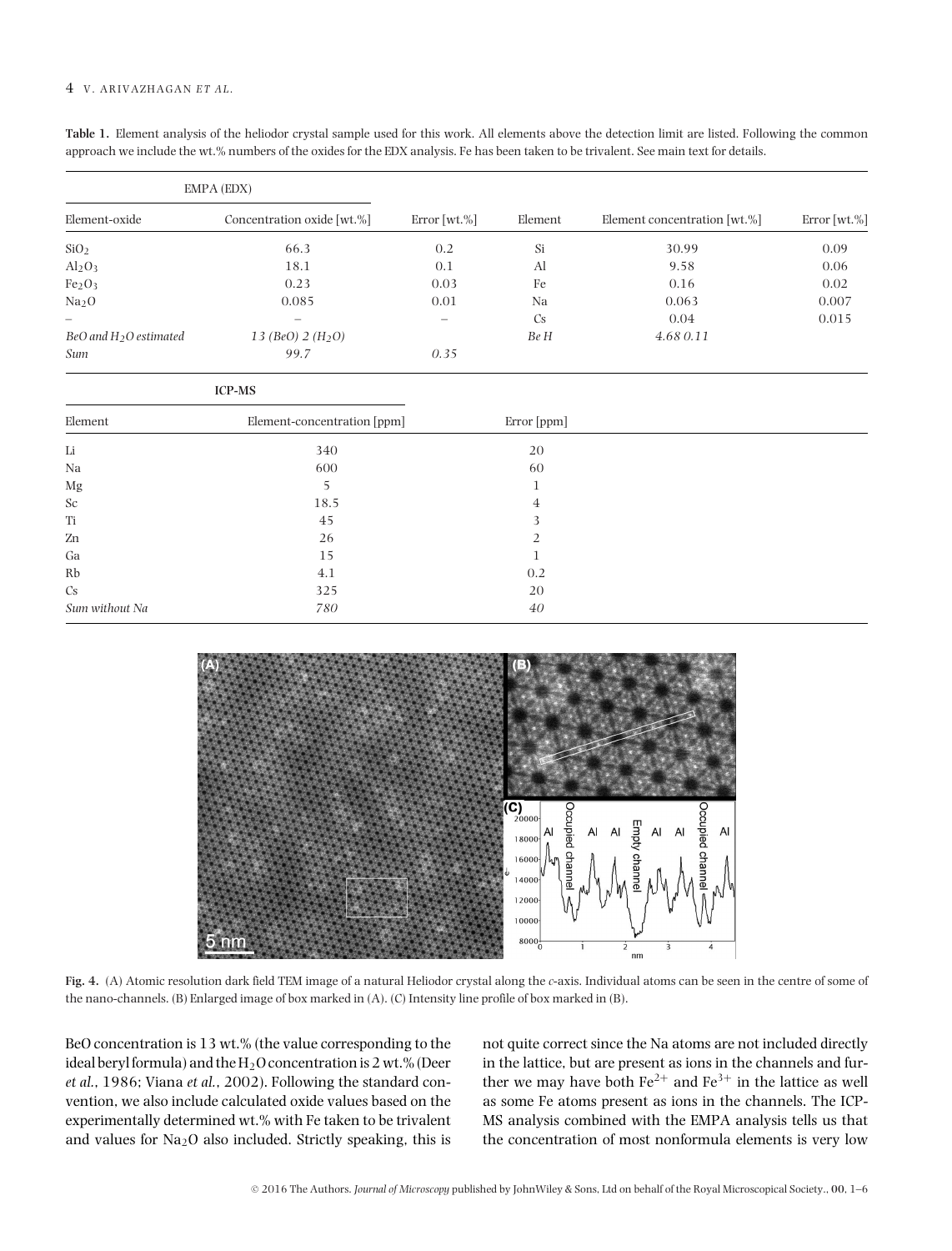**Table 1.** Element analysis of the heliodor crystal sample used for this work. All elements above the detection limit are listed. Following the common approach we include the wt.% numbers of the oxides for the EDX analysis. Fe has been taken to be trivalent. See main text for details.

| EMPA (EDX) | | | | | |
|---|---|---|---|---|---|
| Element-oxide | Concentration oxide [wt.%] | Error [wt.%] | Element | Element concentration [wt.%] | Error [wt.%] |
| $SiO_2$ | 66.3 | 0.2 | Si | 30.99 | 0.09 |
| $Al_2O_3$ | 18.1 | 0.1 | Al | 9.58 | 0.06 |
| $Fe_2O_3$ | 0.23 | 0.03 | Fe | 0.16 | 0.02 |
| $Na_2O$ | 0.085 | 0.01 | Na | 0.063 | 0.007 |
| – | – | – | Cs | 0.04 | 0.015 |
| *BeO and $H_2O$ estimated* | *13 (BeO) 2 ($H_2O$)* | | *Be H* | *4.68 0.11* | |
| *Sum* | *99.7* | *0.35* | | | |

| ICP-MS | | |
|---|---|---|
| Element | Element-concentration [ppm] | Error [ppm] |
| Li | 340 | 20 |
| Na | 600 | 60 |
| Mg | 5 | 1 |
| Sc | 18.5 | 4 |
| Ti | 45 | 3 |
| Zn | 26 | 2 |
| Ga | 15 | 1 |
| Rb | 4.1 | 0.2 |
| Cs | 325 | 20 |
| *Sum without Na* | *780* | *40* |

**Fig. 4.** (A) Atomic resolution dark field TEM image of a natural Heliodor crystal along the *c*-axis. Individual atoms can be seen in the centre of some of the nano-channels. (B) Enlarged image of box marked in (A). (C) Intensity line profile of box marked in (B).

BeO concentration is 13 wt.% (the value corresponding to the ideal beryl formula) and the $H_2O$ concentration is 2 wt.% (Deer *et al.*, 1986; Viana *et al.*, 2002). Following the standard convention, we also include calculated oxide values based on the experimentally determined wt.% with Fe taken to be trivalent and values for $Na_2O$ also included. Strictly speaking, this is not quite correct since the Na atoms are not included directly in the lattice, but are present as ions in the channels and further we may have both $Fe^{2+}$ and $Fe^{3+}$ in the lattice as well as some Fe atoms present as ions in the channels. The ICP-MS analysis combined with the EMPA analysis tells us that the concentration of most nonformula elements is very low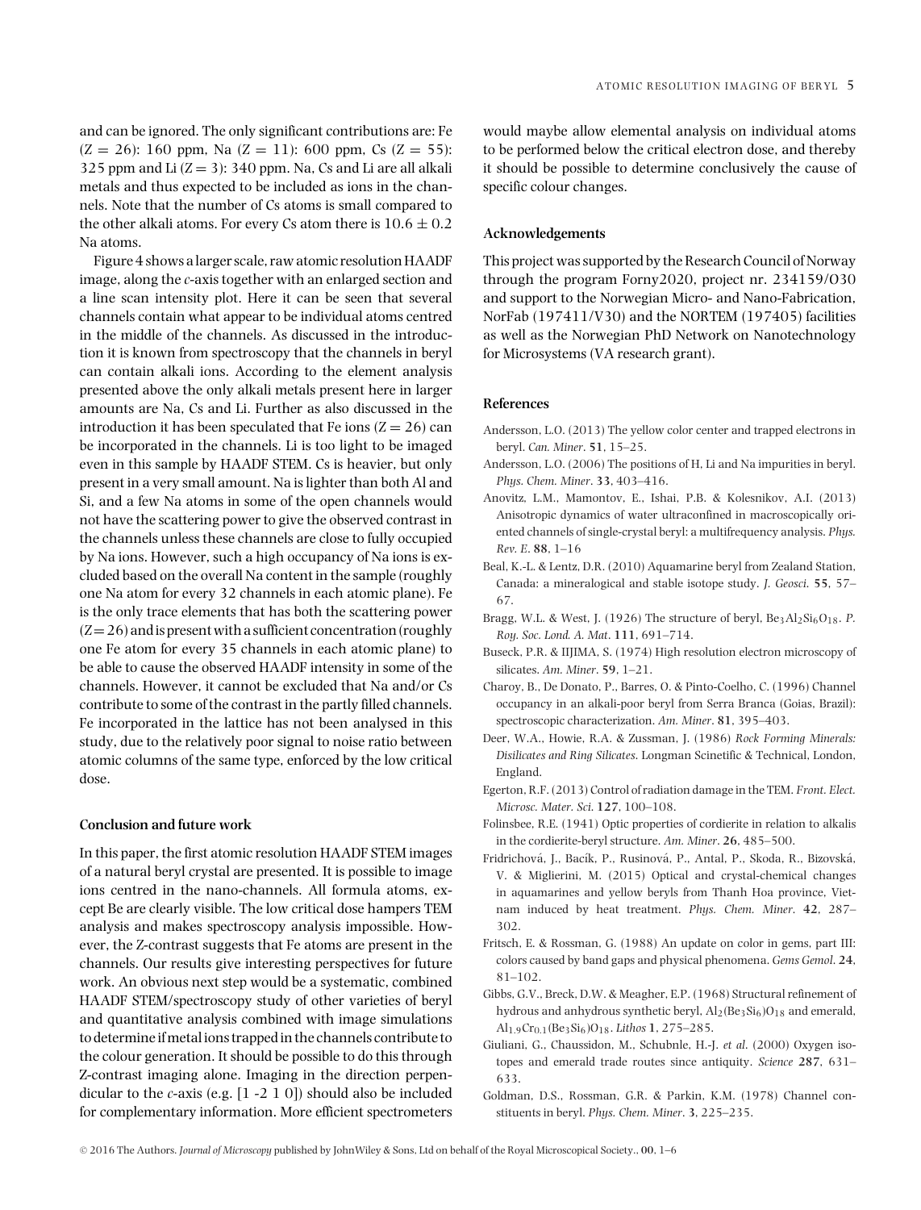and can be ignored. The only significant contributions are: Fe ($Z = 26$): 160 ppm, Na ($Z = 11$): 600 ppm, Cs ($Z = 55$): 325 ppm and Li ($Z = 3$): 340 ppm. Na, Cs and Li are all alkali metals and thus expected to be included as ions in the channels. Note that the number of Cs atoms is small compared to the other alkali atoms. For every Cs atom there is $10.6 \pm 0.2$ Na atoms.

Figure 4 shows a larger scale, raw atomic resolution HAADF image, along the *c*-axis together with an enlarged section and a line scan intensity plot. Here it can be seen that several channels contain what appear to be individual atoms centred in the middle of the channels. As discussed in the introduction it is known from spectroscopy that the channels in beryl can contain alkali ions. According to the element analysis presented above the only alkali metals present here in larger amounts are Na, Cs and Li. Further as also discussed in the introduction it has been speculated that Fe ions ($Z = 26$) can be incorporated in the channels. Li is too light to be imaged even in this sample by HAADF STEM. Cs is heavier, but only present in a very small amount. Na is lighter than both Al and Si, and a few Na atoms in some of the open channels would not have the scattering power to give the observed contrast in the channels unless these channels are close to fully occupied by Na ions. However, such a high occupancy of Na ions is excluded based on the overall Na content in the sample (roughly one Na atom for every 32 channels in each atomic plane). Fe is the only trace elements that has both the scattering power ($Z = 26$) and is present with a sufficient concentration (roughly one Fe atom for every 35 channels in each atomic plane) to be able to cause the observed HAADF intensity in some of the channels. However, it cannot be excluded that Na and/or Cs contribute to some of the contrast in the partly filled channels. Fe incorporated in the lattice has not been analysed in this study, due to the relatively poor signal to noise ratio between atomic columns of the same type, enforced by the low critical dose.

## Conclusion and future work

In this paper, the first atomic resolution HAADF STEM images of a natural beryl crystal are presented. It is possible to image ions centred in the nano-channels. All formula atoms, except Be are clearly visible. The low critical dose hampers TEM analysis and makes spectroscopy analysis impossible. However, the Z-contrast suggests that Fe atoms are present in the channels. Our results give interesting perspectives for future work. An obvious next step would be a systematic, combined HAADF STEM/spectroscopy study of other varieties of beryl and quantitative analysis combined with image simulations to determine if metal ions trapped in the channels contribute to the colour generation. It should be possible to do this through Z-contrast imaging alone. Imaging in the direction perpendicular to the *c*-axis (e.g. [1 -2 1 0]) should also be included for complementary information. More efficient spectrometers would maybe allow elemental analysis on individual atoms to be performed below the critical electron dose, and thereby it should be possible to determine conclusively the cause of specific colour changes.

## Acknowledgements

This project was supported by the Research Council of Norway through the program Forny2020, project nr. 234159/O30 and support to the Norwegian Micro- and Nano-Fabrication, NorFab (197411/V30) and the NORTEM (197405) facilities as well as the Norwegian PhD Network on Nanotechnology for Microsystems (VA research grant).

## References

Andersson, L.O. (2013) The yellow color center and trapped electrons in beryl. *Can. Miner*. **51**, 15–25.

Andersson, L.O. (2006) The positions of H, Li and Na impurities in beryl. *Phys. Chem. Miner*. **33**, 403–416.

Anovitz, L.M., Mamontov, E., Ishai, P.B. & Kolesnikov, A.I. (2013) Anisotropic dynamics of water ultraconfined in macroscopically oriented channels of single-crystal beryl: a multifrequency analysis. *Phys. Rev. E*. **88**, 1–16

Beal, K.-L. & Lentz, D.R. (2010) Aquamarine beryl from Zealand Station, Canada: a mineralogical and stable isotope study. *J. Geosci*. **55**, 57–67.

Bragg, W.L. & West, J. (1926) The structure of beryl, $Be_3Al_2Si_6O_{18}$. *P. Roy. Soc. Lond. A. Mat*. **111**, 691–714.

Buseck, P.R. & IIJIMA, S. (1974) High resolution electron microscopy of silicates. *Am. Miner*. **59**, 1–21.

Charoy, B., De Donato, P., Barres, O. & Pinto-Coelho, C. (1996) Channel occupancy in an alkali-poor beryl from Serra Branca (Goias, Brazil): spectroscopic characterization. *Am. Miner*. **81**, 395–403.

Deer, W.A., Howie, R.A. & Zussman, J. (1986) *Rock Forming Minerals: Disilicates and Ring Silicates*. Longman Scinetific & Technical, London, England.

Egerton, R.F. (2013) Control of radiation damage in the TEM. *Front. Elect. Microsc. Mater. Sci*. **127**, 100–108.

Folinsbee, R.E. (1941) Optic properties of cordierite in relation to alkalis in the cordierite-beryl structure. *Am. Miner*. **26**, 485–500.

Fridrichová, J., Bacík, P., Rusinová, P., Antal, P., Skoda, R., Bizovská, V. & Miglierini, M. (2015) Optical and crystal-chemical changes in aquamarines and yellow beryls from Thanh Hoa province, Vietnam induced by heat treatment. *Phys. Chem. Miner*. **42**, 287–302.

Fritsch, E. & Rossman, G. (1988) An update on color in gems, part III: colors caused by band gaps and physical phenomena. *Gems Gemol*. **24**, 81–102.

Gibbs, G.V., Breck, D.W. & Meagher, E.P. (1968) Structural refinement of hydrous and anhydrous synthetic beryl, $Al_2(Be_3Si_6)O_{18}$ and emerald, $Al_{1.9}Cr_{0.1}(Be_3Si_6)O_{18}$. *Lithos* **1**, 275–285.

Giuliani, G., Chaussidon, M., Schubnle, H.-J. *et al*. (2000) Oxygen isotopes and emerald trade routes since antiquity. *Science* **287**, 631–633.

Goldman, D.S., Rossman, G.R. & Parkin, K.M. (1978) Channel constituents in beryl. *Phys. Chem. Miner*. **3**, 225–235.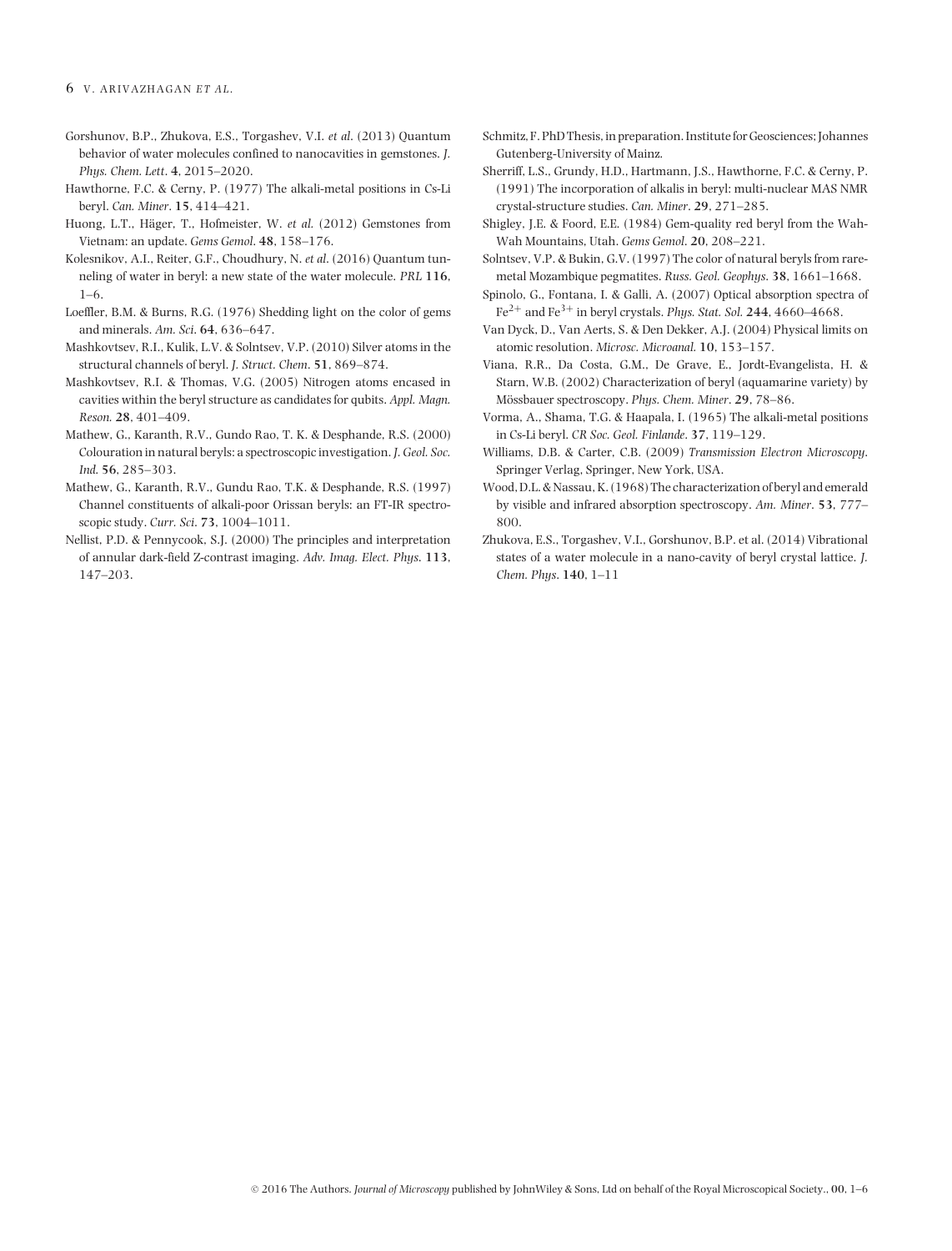Gorshunov, B.P., Zhukova, E.S., Torgashev, V.I. *et al*. (2013) Quantum behavior of water molecules confined to nanocavities in gemstones. *J. Phys. Chem. Lett*. **4**, 2015–2020.

Hawthorne, F.C. & Cerny, P. (1977) The alkali-metal positions in Cs-Li beryl. *Can. Miner*. **15**, 414–421.

Huong, L.T., Häger, T., Hofmeister, W. *et al*. (2012) Gemstones from Vietnam: an update. *Gems Gemol*. **48**, 158–176.

Kolesnikov, A.I., Reiter, G.F., Choudhury, N. *et al*. (2016) Quantum tunneling of water in beryl: a new state of the water molecule. *PRL* **116**, 1–6.

Loeffler, B.M. & Burns, R.G. (1976) Shedding light on the color of gems and minerals. *Am. Sci*. **64**, 636–647.

Mashkovtsev, R.I., Kulik, L.V. & Solntsev, V.P. (2010) Silver atoms in the structural channels of beryl. *J. Struct. Chem*. **51**, 869–874.

Mashkovtsev, R.I. & Thomas, V.G. (2005) Nitrogen atoms encased in cavities within the beryl structure as candidates for qubits. *Appl. Magn. Reson.* **28**, 401–409.

Mathew, G., Karanth, R.V., Gundo Rao, T. K. & Desphande, R.S. (2000) Colouration in natural beryls: a spectroscopic investigation. *J. Geol. Soc. Ind*. **56**, 285–303.

Mathew, G., Karanth, R.V., Gundu Rao, T.K. & Desphande, R.S. (1997) Channel constituents of alkali-poor Orissan beryls: an FT-IR spectroscopic study. *Curr. Sci*. **73**, 1004–1011.

Nellist, P.D. & Pennycook, S.J. (2000) The principles and interpretation of annular dark-field Z-contrast imaging. *Adv. Imag. Elect. Phys*. **113**, 147–203.

Schmitz, F. PhD Thesis, in preparation. Institute for Geosciences; Johannes Gutenberg-University of Mainz.

Sherriff, L.S., Grundy, H.D., Hartmann, J.S., Hawthorne, F.C. & Cerny, P. (1991) The incorporation of alkalis in beryl: multi-nuclear MAS NMR crystal-structure studies. *Can. Miner*. **29**, 271–285.

Shigley, J.E. & Foord, E.E. (1984) Gem-quality red beryl from the Wah-Wah Mountains, Utah. *Gems Gemol*. **20**, 208–221.

Solntsev, V.P. & Bukin, G.V. (1997) The color of natural beryls from rare-metal Mozambique pegmatites. *Russ. Geol. Geophys*. **38**, 1661–1668.

Spinolo, G., Fontana, I. & Galli, A. (2007) Optical absorption spectra of $Fe^{2+}$ and $Fe^{3+}$ in beryl crystals. *Phys. Stat. Sol.* **244**, 4660–4668.

Van Dyck, D., Van Aerts, S. & Den Dekker, A.J. (2004) Physical limits on atomic resolution. *Microsc. Microanal.* **10**, 153–157.

Viana, R.R., Da Costa, G.M., De Grave, E., Jordt-Evangelista, H. & Starn, W.B. (2002) Characterization of beryl (aquamarine variety) by Mössbauer spectroscopy. *Phys. Chem. Miner*. **29**, 78–86.

Vorma, A., Shama, T.G. & Haapala, I. (1965) The alkali-metal positions in Cs-Li beryl. *CR Soc. Geol. Finlande*. **37**, 119–129.

Williams, D.B. & Carter, C.B. (2009) *Transmission Electron Microscopy*. Springer Verlag, Springer, New York, USA.

Wood, D.L. & Nassau, K. (1968) The characterization of beryl and emerald by visible and infrared absorption spectroscopy. *Am. Miner*. **53**, 777–800.

Zhukova, E.S., Torgashev, V.I., Gorshunov, B.P. et al. (2014) Vibrational states of a water molecule in a nano-cavity of beryl crystal lattice. *J. Chem. Phys*. **140**, 1–11